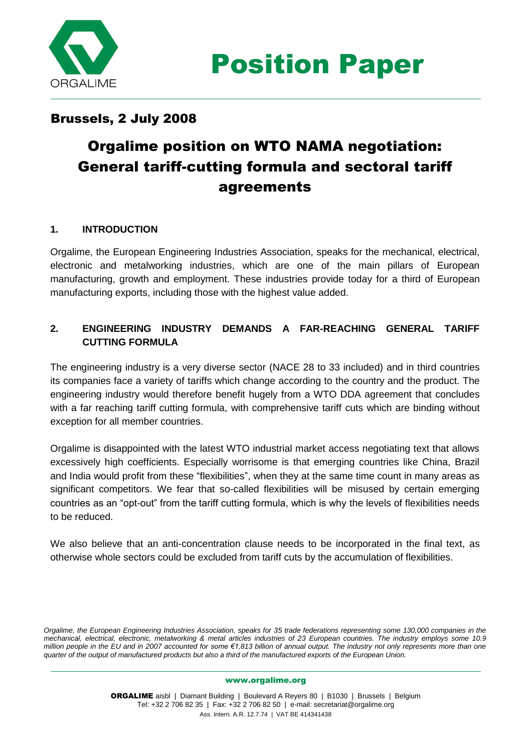# Position Paper

## Brussels, 2 July 2008

# Orgalime position on WTO NAMA negotiation: General tariff-cutting formula and sectoral tariff agreements

### 1. INTRODUCTION

Orgalime, the European Engineering Industries Association, speaks for the mechanical, electrical, electronic and metalworking industries, which are one of the main pillars of European manufacturing, growth and employment. These industries provide today for a third of European manufacturing exports, including those with the highest value added.

### 2. ENGINEERING INDUSTRY DEMANDS A FAR-REACHING GENERAL TARIFF CUTTING FORMULA

The engineering industry is a very diverse sector (NACE 28 to 33 included) and in third countries its companies face a variety of tariffs which change according to the country and the product. The engineering industry would therefore benefit hugely from a WTO DDA agreement that concludes with a far reaching tariff cutting formula, with comprehensive tariff cuts which are binding without exception for all member countries.

Orgalime is disappointed with the latest WTO industrial market access negotiating text that allows excessively high coefficients. Especially worrisome is that emerging countries like China, Brazil and India would profit from these "flexibilities", when they at the same time count in many areas as significant competitors. We fear that so-called flexibilities will be misused by certain emerging countries as an "opt-out" from the tariff cutting formula, which is why the levels of flexibilities needs to be reduced.

We also believe that an anti-concentration clause needs to be incorporated in the final text, as otherwise whole sectors could be excluded from tariff cuts by the accumulation of flexibilities.

*Orgalime, the European Engineering Industries Association, speaks for 35 trade federations representing some 130,000 companies in the mechanical, electrical, electronic, metalworking & metal articles industries of 23 European countries. The industry employs some 10.9 million people in the EU and in 2007 accounted for some €1,813 billion of annual output. The industry not only represents more than one quarter of the output of manufactured products but also a third of the manufactured exports of the European Union.*

www.orgalime.org

**ORGALIME** aisbl | Diamant Building | Boulevard A Reyers 80 | B1030 | Brussels | Belgium
Tel: +32 2 706 82 35 | Fax: +32 2 706 82 50 | e-mail: secretariat@orgalime.org
Ass. Intern. A.R. 12.7.74 | VAT BE 414341438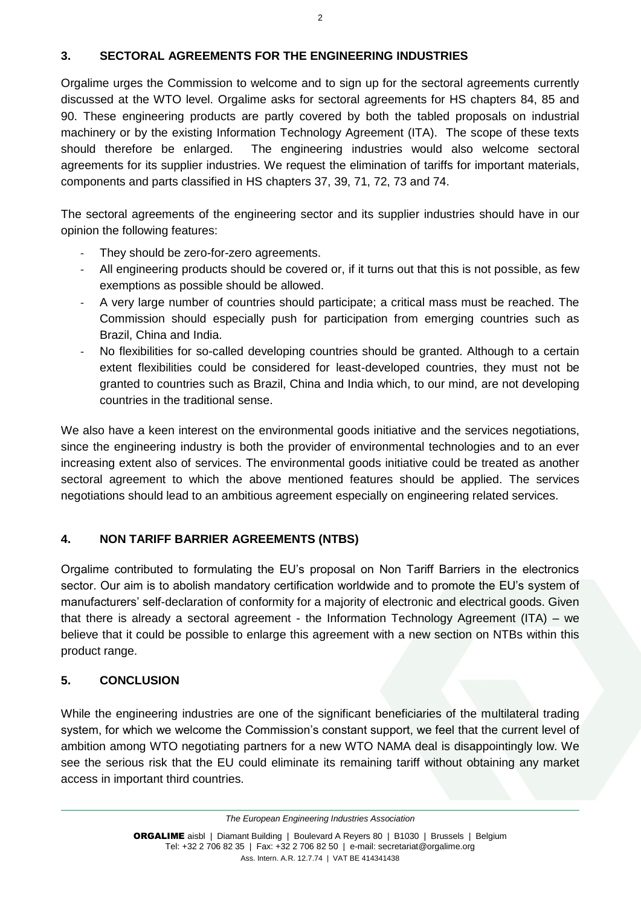## 3. SECTORAL AGREEMENTS FOR THE ENGINEERING INDUSTRIES

Orgalime urges the Commission to welcome and to sign up for the sectoral agreements currently discussed at the WTO level. Orgalime asks for sectoral agreements for HS chapters 84, 85 and 90. These engineering products are partly covered by both the tabled proposals on industrial machinery or by the existing Information Technology Agreement (ITA). The scope of these texts should therefore be enlarged. The engineering industries would also welcome sectoral agreements for its supplier industries. We request the elimination of tariffs for important materials, components and parts classified in HS chapters 37, 39, 71, 72, 73 and 74.

The sectoral agreements of the engineering sector and its supplier industries should have in our opinion the following features:

- They should be zero-for-zero agreements.
- All engineering products should be covered or, if it turns out that this is not possible, as few exemptions as possible should be allowed.
- A very large number of countries should participate; a critical mass must be reached. The Commission should especially push for participation from emerging countries such as Brazil, China and India.
- No flexibilities for so-called developing countries should be granted. Although to a certain extent flexibilities could be considered for least-developed countries, they must not be granted to countries such as Brazil, China and India which, to our mind, are not developing countries in the traditional sense.

We also have a keen interest on the environmental goods initiative and the services negotiations, since the engineering industry is both the provider of environmental technologies and to an ever increasing extent also of services. The environmental goods initiative could be treated as another sectoral agreement to which the above mentioned features should be applied. The services negotiations should lead to an ambitious agreement especially on engineering related services.

## 4. NON TARIFF BARRIER AGREEMENTS (NTBS)

Orgalime contributed to formulating the EU's proposal on Non Tariff Barriers in the electronics sector. Our aim is to abolish mandatory certification worldwide and to promote the EU's system of manufacturers' self-declaration of conformity for a majority of electronic and electrical goods. Given that there is already a sectoral agreement - the Information Technology Agreement (ITA) – we believe that it could be possible to enlarge this agreement with a new section on NTBs within this product range.

## 5. CONCLUSION

While the engineering industries are one of the significant beneficiaries of the multilateral trading system, for which we welcome the Commission's constant support, we feel that the current level of ambition among WTO negotiating partners for a new WTO NAMA deal is disappointingly low. We see the serious risk that the EU could eliminate its remaining tariff without obtaining any market access in important third countries.